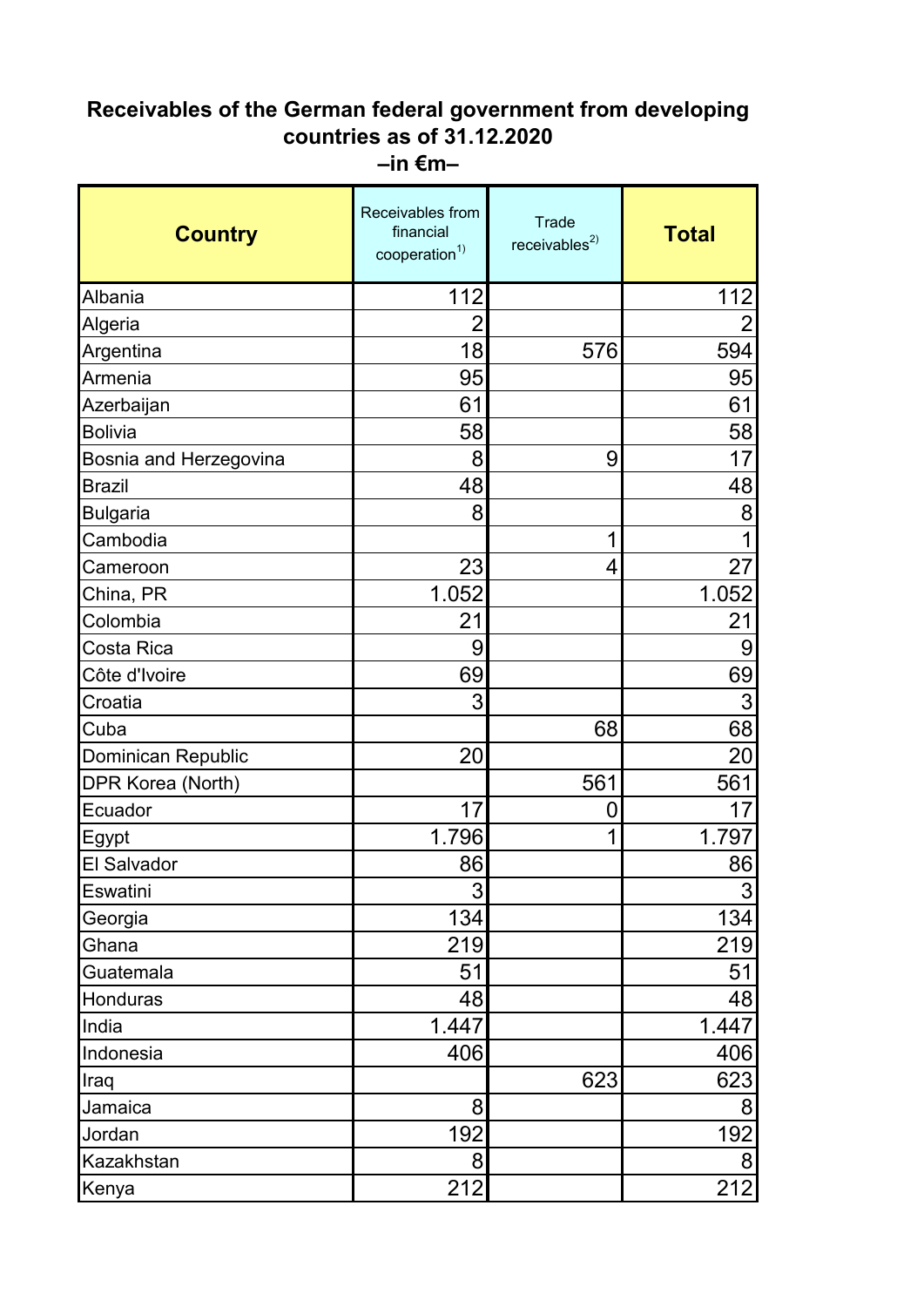## Receivables of the German federal government from developing countries as of 31.12.2020

**–in €m–**

| Country | Receivables from financial cooperation[1)] | Trade receivables[2)] | Total |
|---|---|---|---|
| Albania | 112 | | 112 |
| Algeria | 2 | | 2 |
| Argentina | 18 | 576 | 594 |
| Armenia | 95 | | 95 |
| Azerbaijan | 61 | | 61 |
| Bolivia | 58 | | 58 |
| Bosnia and Herzegovina | 8 | 9 | 17 |
| Brazil | 48 | | 48 |
| Bulgaria | 8 | | 8 |
| Cambodia | | 1 | 1 |
| Cameroon | 23 | 4 | 27 |
| China, PR | 1.052 | | 1.052 |
| Colombia | 21 | | 21 |
| Costa Rica | 9 | | 9 |
| Côte d'Ivoire | 69 | | 69 |
| Croatia | 3 | | 3 |
| Cuba | | 68 | 68 |
| Dominican Republic | 20 | | 20 |
| DPR Korea (North) | | 561 | 561 |
| Ecuador | 17 | 0 | 17 |
| Egypt | 1.796 | 1 | 1.797 |
| El Salvador | 86 | | 86 |
| Eswatini | 3 | | 3 |
| Georgia | 134 | | 134 |
| Ghana | 219 | | 219 |
| Guatemala | 51 | | 51 |
| Honduras | 48 | | 48 |
| India | 1.447 | | 1.447 |
| Indonesia | 406 | | 406 |
| Iraq | | 623 | 623 |
| Jamaica | 8 | | 8 |
| Jordan | 192 | | 192 |
| Kazakhstan | 8 | | 8 |
| Kenya | 212 | | 212 |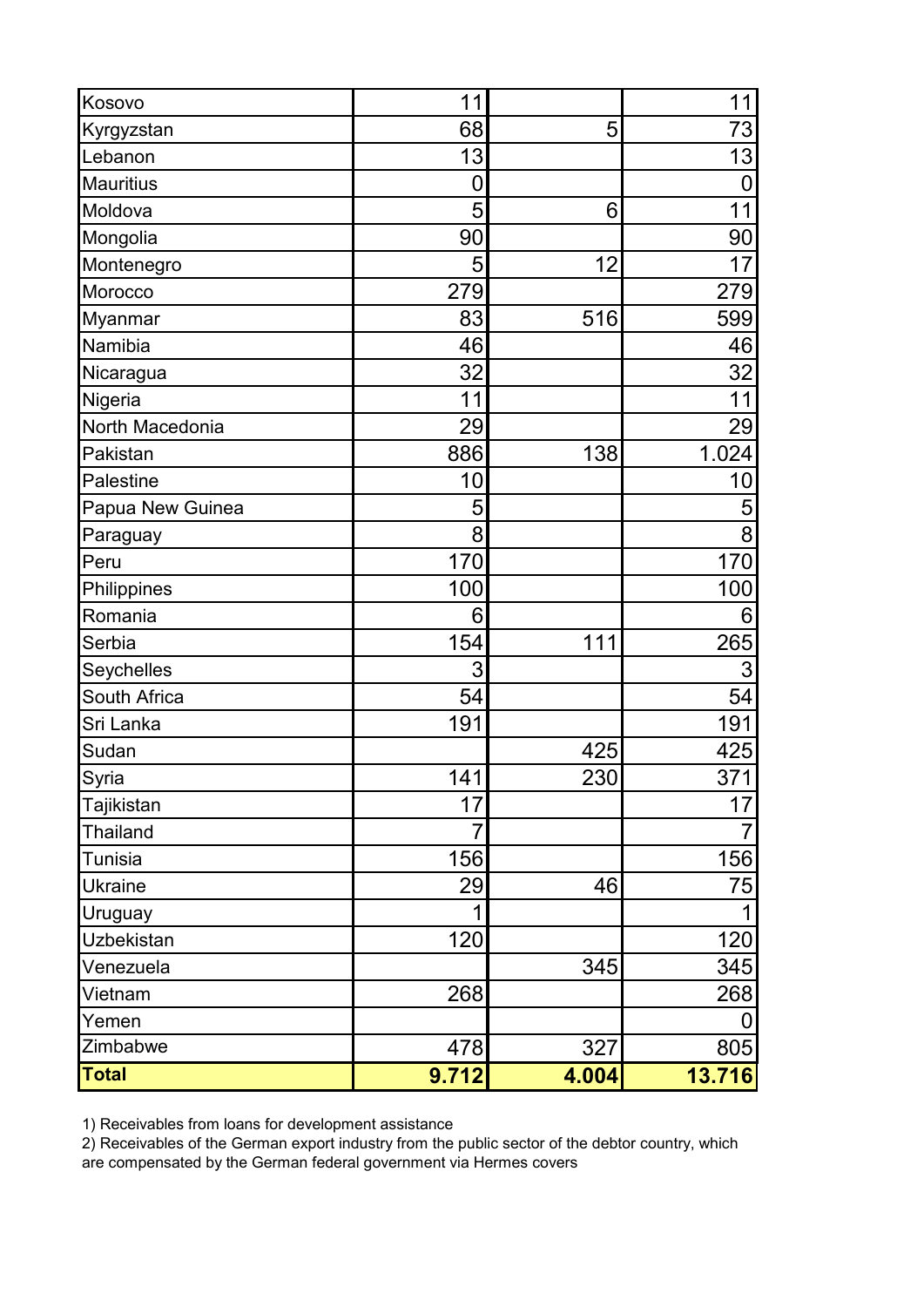| | | | |
|---|---|---|---|
| Kosovo | 11 | | 11 |
| Kyrgyzstan | 68 | 5 | 73 |
| Lebanon | 13 | | 13 |
| Mauritius | 0 | | 0 |
| Moldova | 5 | 6 | 11 |
| Mongolia | 90 | | 90 |
| Montenegro | 5 | 12 | 17 |
| Morocco | 279 | | 279 |
| Myanmar | 83 | 516 | 599 |
| Namibia | 46 | | 46 |
| Nicaragua | 32 | | 32 |
| Nigeria | 11 | | 11 |
| North Macedonia | 29 | | 29 |
| Pakistan | 886 | 138 | 1.024 |
| Palestine | 10 | | 10 |
| Papua New Guinea | 5 | | 5 |
| Paraguay | 8 | | 8 |
| Peru | 170 | | 170 |
| Philippines | 100 | | 100 |
| Romania | 6 | | 6 |
| Serbia | 154 | 111 | 265 |
| Seychelles | 3 | | 3 |
| South Africa | 54 | | 54 |
| Sri Lanka | 191 | | 191 |
| Sudan | | 425 | 425 |
| Syria | 141 | 230 | 371 |
| Tajikistan | 17 | | 17 |
| Thailand | 7 | | 7 |
| Tunisia | 156 | | 156 |
| Ukraine | 29 | 46 | 75 |
| Uruguay | 1 | | 1 |
| Uzbekistan | 120 | | 120 |
| Venezuela | | 345 | 345 |
| Vietnam | 268 | | 268 |
| Yemen | | | 0 |
| Zimbabwe | 478 | 327 | 805 |
| **Total** | **9.712** | **4.004** | **13.716** |

1) Receivables from loans for development assistance

2) Receivables of the German export industry from the public sector of the debtor country, which are compensated by the German federal government via Hermes covers